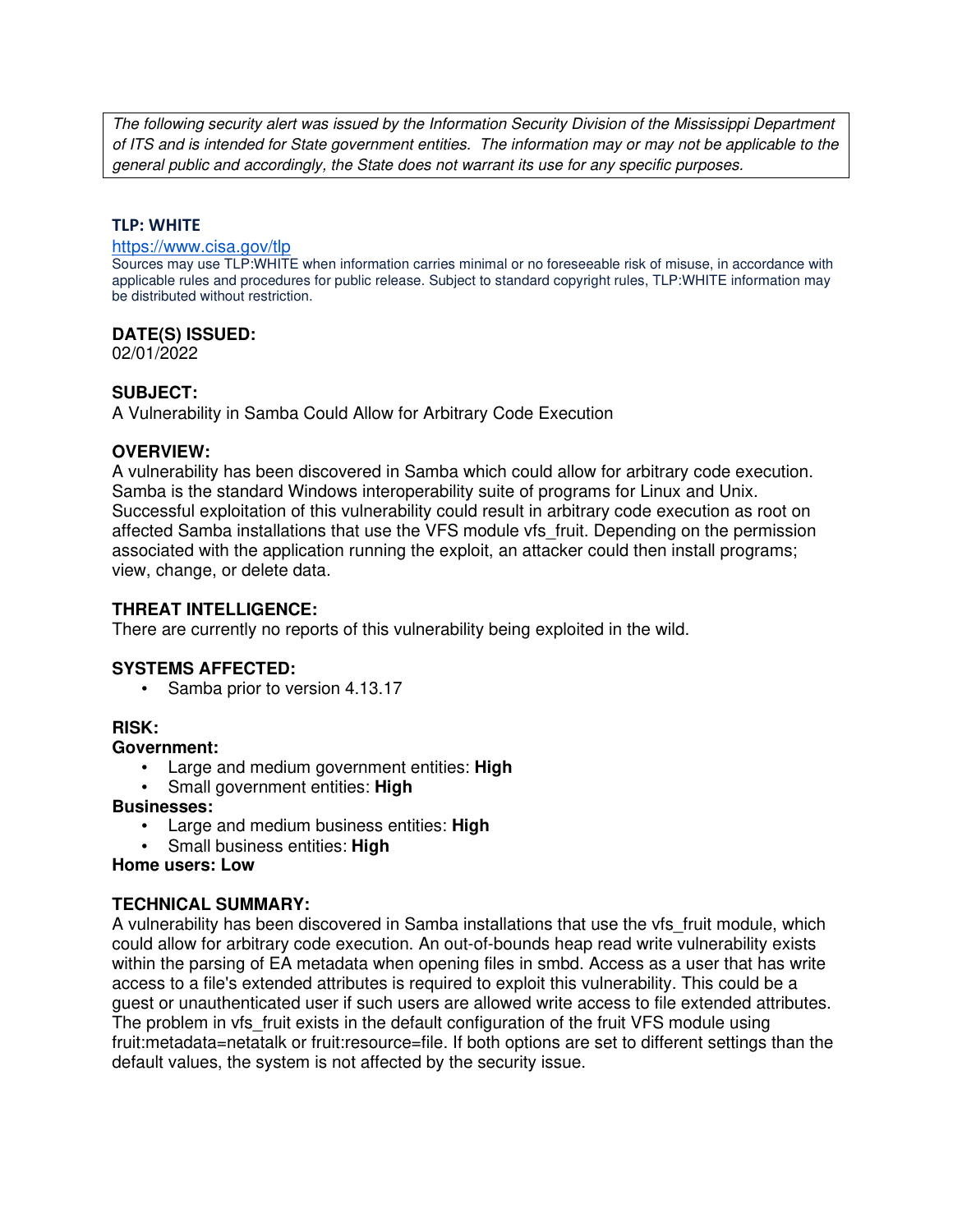*The following security alert was issued by the Information Security Division of the Mississippi Department of ITS and is intended for State government entities. The information may or may not be applicable to the general public and accordingly, the State does not warrant its use for any specific purposes.*

**TLP: WHITE**

https://www.cisa.gov/tlp

Sources may use TLP:WHITE when information carries minimal or no foreseeable risk of misuse, in accordance with applicable rules and procedures for public release. Subject to standard copyright rules, TLP:WHITE information may be distributed without restriction.

## DATE(S) ISSUED:

02/01/2022

## SUBJECT:

A Vulnerability in Samba Could Allow for Arbitrary Code Execution

## OVERVIEW:

A vulnerability has been discovered in Samba which could allow for arbitrary code execution. Samba is the standard Windows interoperability suite of programs for Linux and Unix. Successful exploitation of this vulnerability could result in arbitrary code execution as root on affected Samba installations that use the VFS module vfs_fruit. Depending on the permission associated with the application running the exploit, an attacker could then install programs; view, change, or delete data.

## THREAT INTELLIGENCE:

There are currently no reports of this vulnerability being exploited in the wild.

## SYSTEMS AFFECTED:

- Samba prior to version 4.13.17

## RISK:

**Government:**

- Large and medium government entities: **High**
- Small government entities: **High**

**Businesses:**

- Large and medium business entities: **High**
- Small business entities: **High**

**Home users: Low**

## TECHNICAL SUMMARY:

A vulnerability has been discovered in Samba installations that use the vfs_fruit module, which could allow for arbitrary code execution. An out-of-bounds heap read write vulnerability exists within the parsing of EA metadata when opening files in smbd. Access as a user that has write access to a file's extended attributes is required to exploit this vulnerability. This could be a guest or unauthenticated user if such users are allowed write access to file extended attributes. The problem in vfs_fruit exists in the default configuration of the fruit VFS module using fruit:metadata=netatalk or fruit:resource=file. If both options are set to different settings than the default values, the system is not affected by the security issue.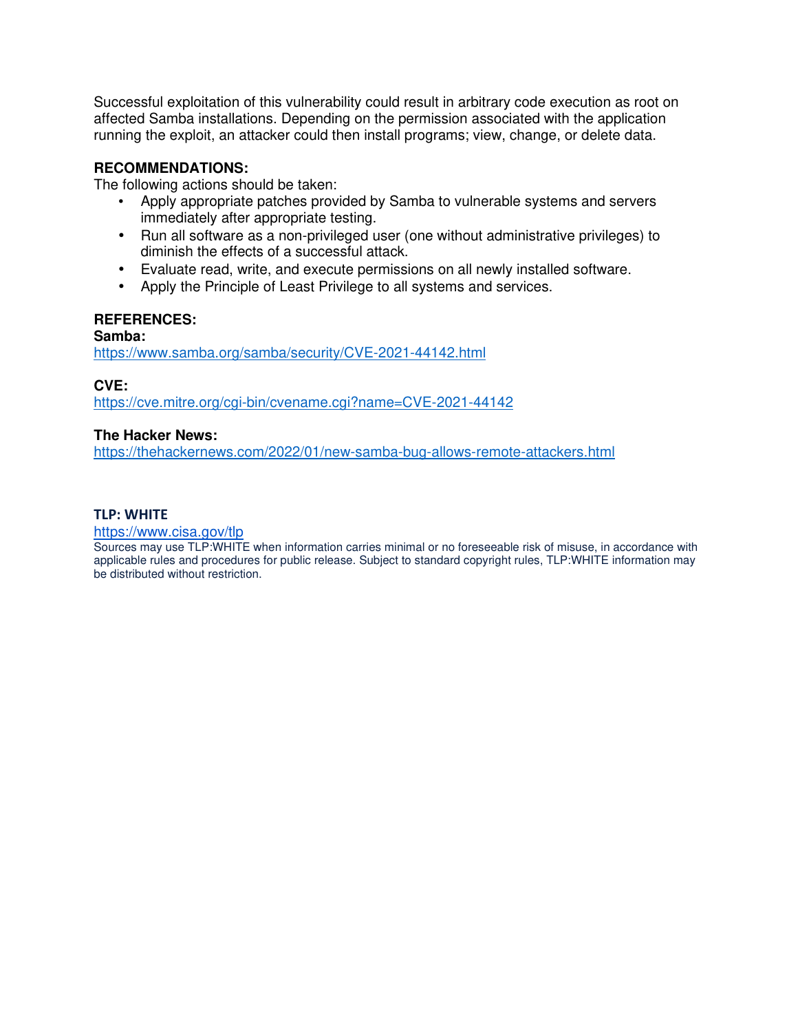Successful exploitation of this vulnerability could result in arbitrary code execution as root on affected Samba installations. Depending on the permission associated with the application running the exploit, an attacker could then install programs; view, change, or delete data.

**RECOMMENDATIONS:**

The following actions should be taken:

- Apply appropriate patches provided by Samba to vulnerable systems and servers immediately after appropriate testing.
- Run all software as a non-privileged user (one without administrative privileges) to diminish the effects of a successful attack.
- Evaluate read, write, and execute permissions on all newly installed software.
- Apply the Principle of Least Privilege to all systems and services.

**REFERENCES:**

**Samba:**

https://www.samba.org/samba/security/CVE-2021-44142.html

**CVE:**

https://cve.mitre.org/cgi-bin/cvename.cgi?name=CVE-2021-44142

**The Hacker News:**

https://thehackernews.com/2022/01/new-samba-bug-allows-remote-attackers.html

**TLP: WHITE**

https://www.cisa.gov/tlp

Sources may use TLP:WHITE when information carries minimal or no foreseeable risk of misuse, in accordance with applicable rules and procedures for public release. Subject to standard copyright rules, TLP:WHITE information may be distributed without restriction.